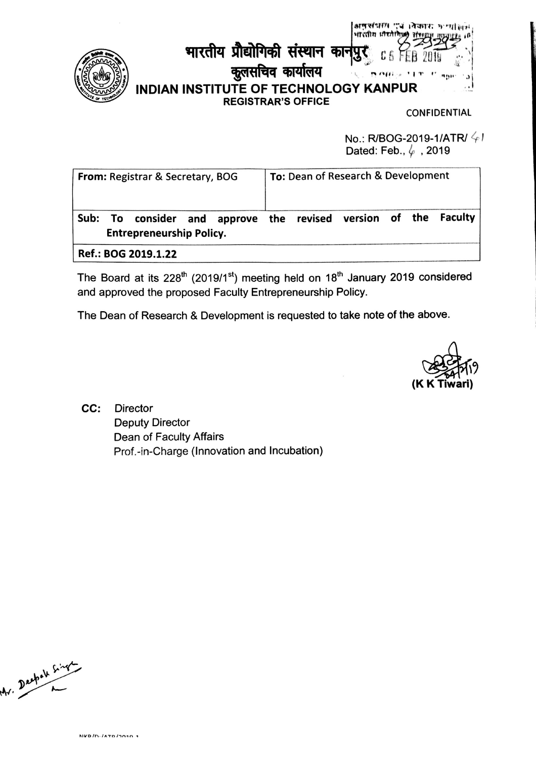# भारतीय प्रौद्योगिकी संस्थान कानपुर
## कुलसचिव कार्यालय
# INDIAN INSTITUTE OF TECHNOLOGY KANPUR
### REGISTRAR'S OFFICE

CONFIDENTIAL

No.: R/BOG-2019-1/ATR/ 41
Dated: Feb., 6 , 2019

| **From:** Registrar & Secretary, BOG | **To:** Dean of Research & Development |
|---|---|
| **Sub: To consider and approve the revised version of the Faculty Entrepreneurship Policy.** | |
| **Ref.: BOG 2019.1.22** | |

The Board at its 228th (2019/1st) meeting held on 18th January 2019 considered and approved the proposed Faculty Entrepreneurship Policy.

The Dean of Research & Development is requested to take note of the above.

(K K Tiwari)

**CC:** Director
Deputy Director
Dean of Faculty Affairs
Prof.-in-Charge (Innovation and Incubation)

Mr. Deepak Singh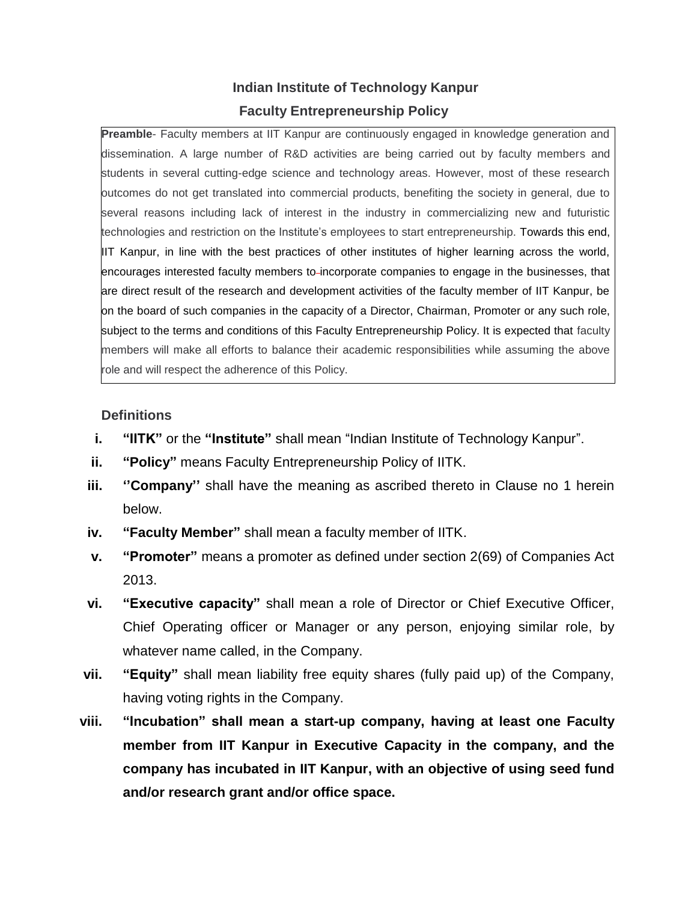# Indian Institute of Technology Kanpur

## Faculty Entrepreneurship Policy

**Preamble**- Faculty members at IIT Kanpur are continuously engaged in knowledge generation and dissemination. A large number of R&D activities are being carried out by faculty members and students in several cutting-edge science and technology areas. However, most of these research outcomes do not get translated into commercial products, benefiting the society in general, due to several reasons including lack of interest in the industry in commercializing new and futuristic technologies and restriction on the Institute's employees to start entrepreneurship. Towards this end, IIT Kanpur, in line with the best practices of other institutes of higher learning across the world, encourages interested faculty members to incorporate companies to engage in the businesses, that are direct result of the research and development activities of the faculty member of IIT Kanpur, be on the board of such companies in the capacity of a Director, Chairman, Promoter or any such role, subject to the terms and conditions of this Faculty Entrepreneurship Policy. It is expected that faculty members will make all efforts to balance their academic responsibilities while assuming the above role and will respect the adherence of this Policy.

### Definitions

i. **"IITK"** or the **"Institute"** shall mean "Indian Institute of Technology Kanpur".

ii. **"Policy"** means Faculty Entrepreneurship Policy of IITK.

iii. **''Company''** shall have the meaning as ascribed thereto in Clause no 1 herein below.

iv. **"Faculty Member"** shall mean a faculty member of IITK.

v. **"Promoter"** means a promoter as defined under section 2(69) of Companies Act 2013.

vi. **"Executive capacity"** shall mean a role of Director or Chief Executive Officer, Chief Operating officer or Manager or any person, enjoying similar role, by whatever name called, in the Company.

vii. **"Equity"** shall mean liability free equity shares (fully paid up) of the Company, having voting rights in the Company.

viii. **"Incubation" shall mean a start-up company, having at least one Faculty member from IIT Kanpur in Executive Capacity in the company, and the company has incubated in IIT Kanpur, with an objective of using seed fund and/or research grant and/or office space.**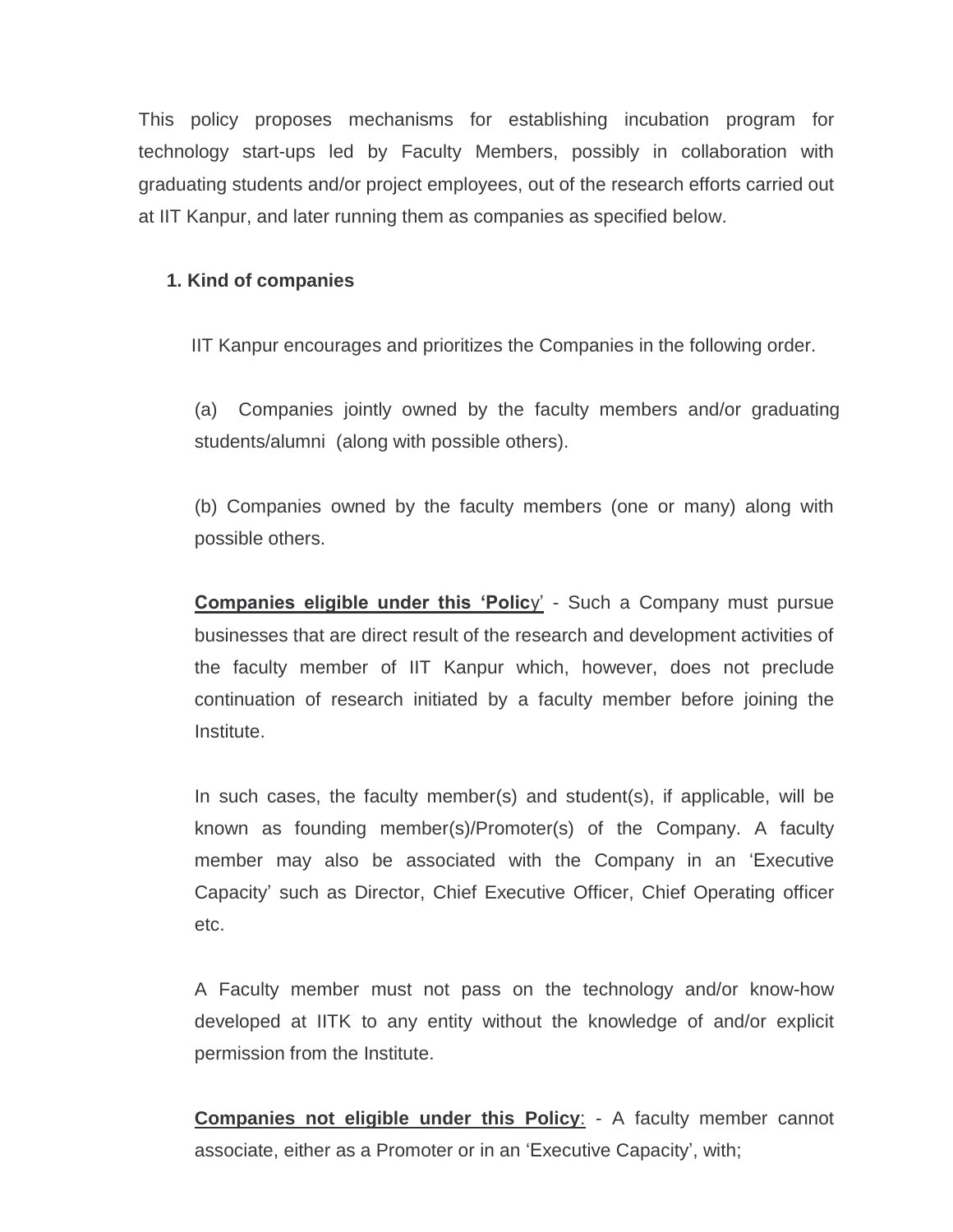This policy proposes mechanisms for establishing incubation program for technology start-ups led by Faculty Members, possibly in collaboration with graduating students and/or project employees, out of the research efforts carried out at IIT Kanpur, and later running them as companies as specified below.

**1. Kind of companies**

IIT Kanpur encourages and prioritizes the Companies in the following order.

(a) Companies jointly owned by the faculty members and/or graduating students/alumni (along with possible others).

(b) Companies owned by the faculty members (one or many) along with possible others.

**Companies eligible under this 'Polic**y' - Such a Company must pursue businesses that are direct result of the research and development activities of the faculty member of IIT Kanpur which, however, does not preclude continuation of research initiated by a faculty member before joining the Institute.

In such cases, the faculty member(s) and student(s), if applicable, will be known as founding member(s)/Promoter(s) of the Company. A faculty member may also be associated with the Company in an 'Executive Capacity' such as Director, Chief Executive Officer, Chief Operating officer etc.

A Faculty member must not pass on the technology and/or know-how developed at IITK to any entity without the knowledge of and/or explicit permission from the Institute.

**Companies not eligible under this Policy**: - A faculty member cannot associate, either as a Promoter or in an 'Executive Capacity', with;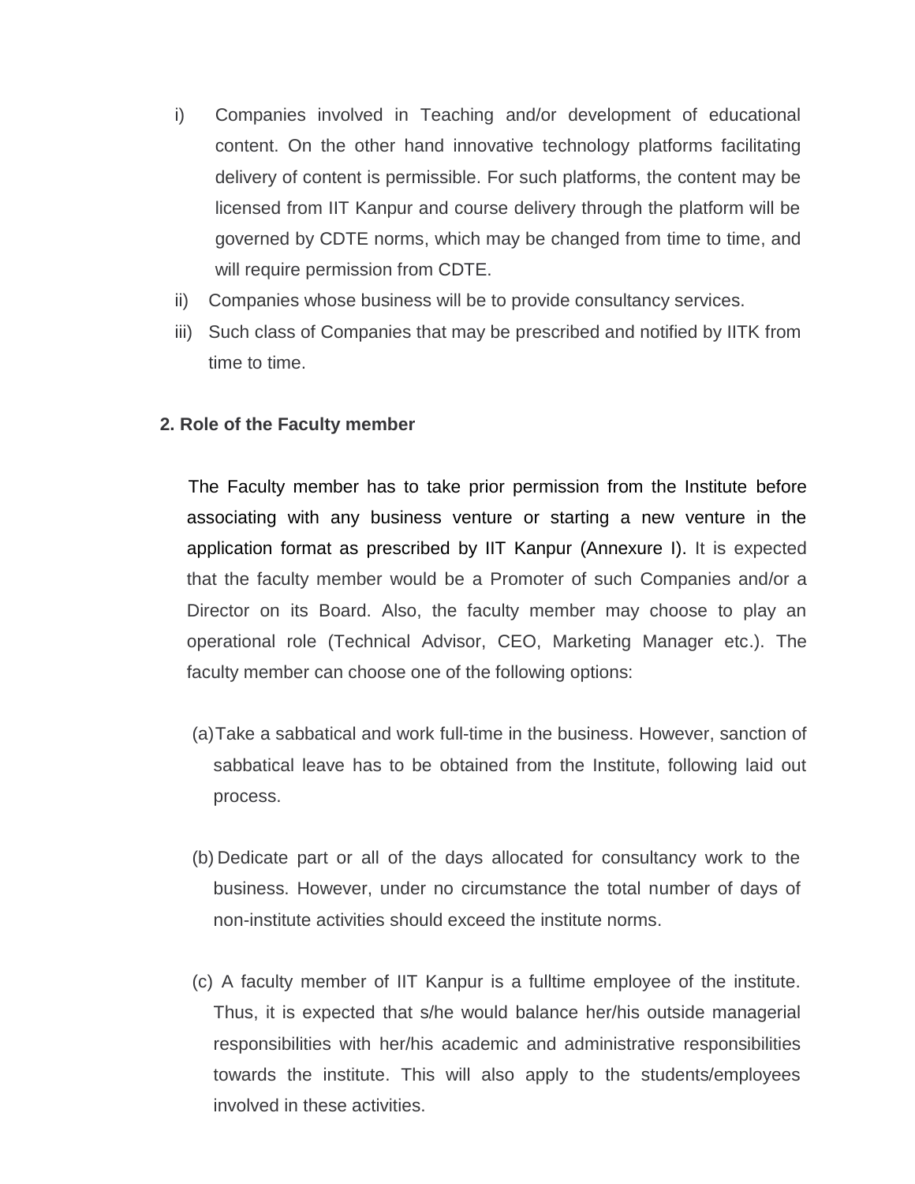i) Companies involved in Teaching and/or development of educational content. On the other hand innovative technology platforms facilitating delivery of content is permissible. For such platforms, the content may be licensed from IIT Kanpur and course delivery through the platform will be governed by CDTE norms, which may be changed from time to time, and will require permission from CDTE.
ii) Companies whose business will be to provide consultancy services.
iii) Such class of Companies that may be prescribed and notified by IITK from time to time.

**2. Role of the Faculty member**

The Faculty member has to take prior permission from the Institute before associating with any business venture or starting a new venture in the application format as prescribed by IIT Kanpur (Annexure I). It is expected that the faculty member would be a Promoter of such Companies and/or a Director on its Board. Also, the faculty member may choose to play an operational role (Technical Advisor, CEO, Marketing Manager etc.). The faculty member can choose one of the following options:

(a) Take a sabbatical and work full-time in the business. However, sanction of sabbatical leave has to be obtained from the Institute, following laid out process.

(b) Dedicate part or all of the days allocated for consultancy work to the business. However, under no circumstance the total number of days of non-institute activities should exceed the institute norms.

(c) A faculty member of IIT Kanpur is a fulltime employee of the institute. Thus, it is expected that s/he would balance her/his outside managerial responsibilities with her/his academic and administrative responsibilities towards the institute. This will also apply to the students/employees involved in these activities.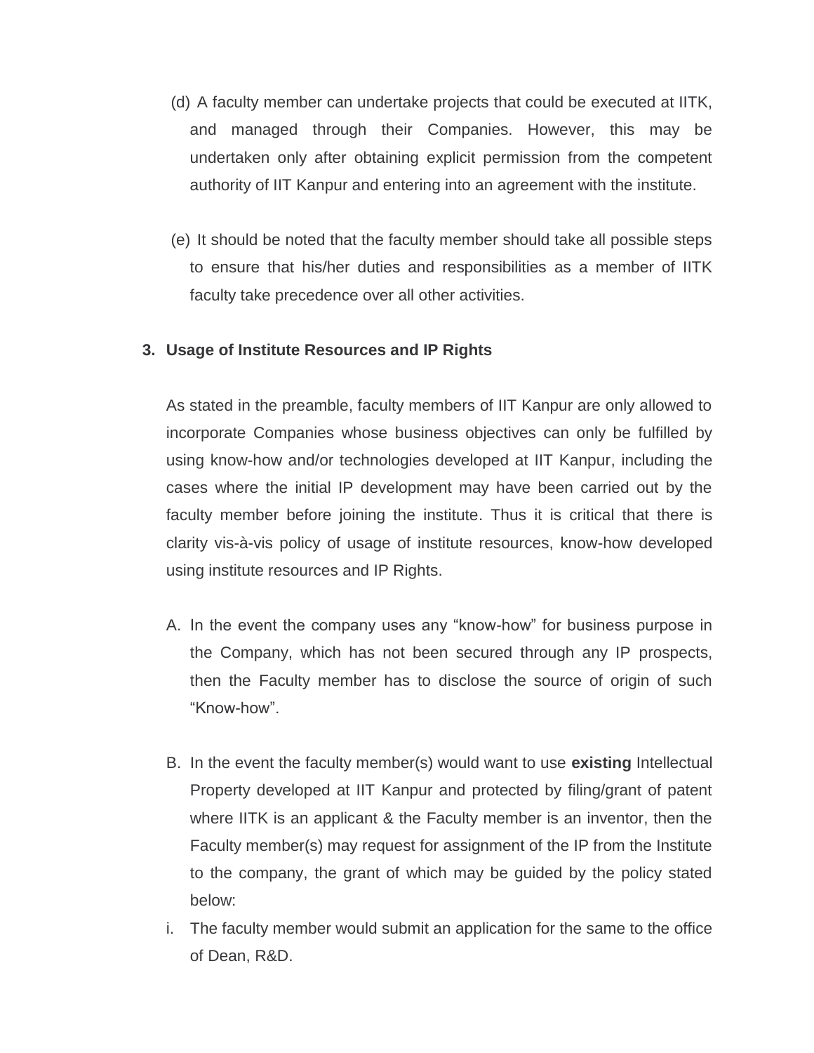(d) A faculty member can undertake projects that could be executed at IITK, and managed through their Companies. However, this may be undertaken only after obtaining explicit permission from the competent authority of IIT Kanpur and entering into an agreement with the institute.

(e) It should be noted that the faculty member should take all possible steps to ensure that his/her duties and responsibilities as a member of IITK faculty take precedence over all other activities.

**3. Usage of Institute Resources and IP Rights**

As stated in the preamble, faculty members of IIT Kanpur are only allowed to incorporate Companies whose business objectives can only be fulfilled by using know-how and/or technologies developed at IIT Kanpur, including the cases where the initial IP development may have been carried out by the faculty member before joining the institute. Thus it is critical that there is clarity vis-à-vis policy of usage of institute resources, know-how developed using institute resources and IP Rights.

A. In the event the company uses any "know-how" for business purpose in the Company, which has not been secured through any IP prospects, then the Faculty member has to disclose the source of origin of such "Know-how".

B. In the event the faculty member(s) would want to use **existing** Intellectual Property developed at IIT Kanpur and protected by filing/grant of patent where IITK is an applicant & the Faculty member is an inventor, then the Faculty member(s) may request for assignment of the IP from the Institute to the company, the grant of which may be guided by the policy stated below:

i. The faculty member would submit an application for the same to the office of Dean, R&D.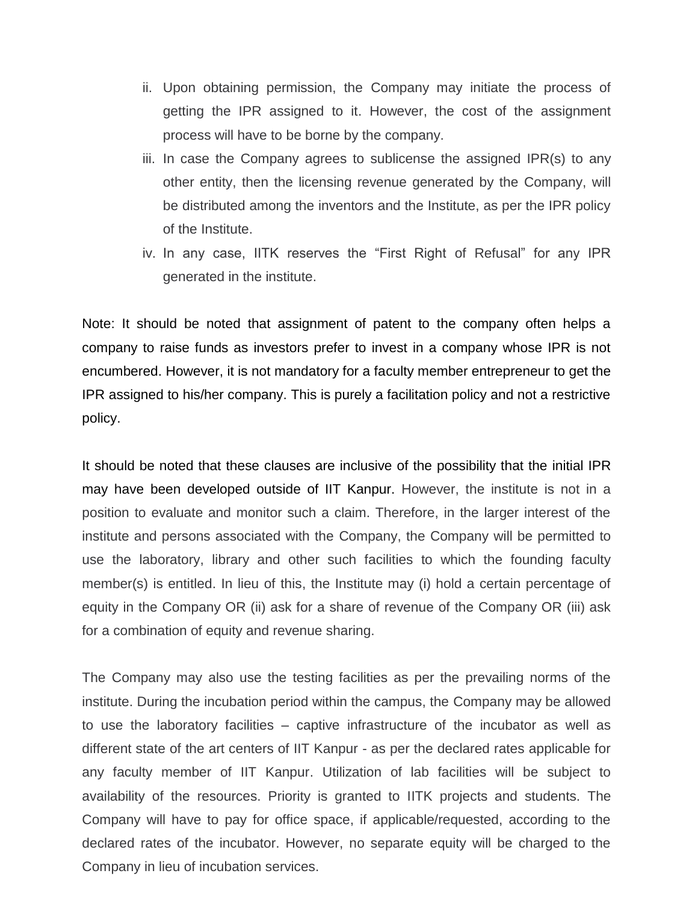ii. Upon obtaining permission, the Company may initiate the process of getting the IPR assigned to it. However, the cost of the assignment process will have to be borne by the company.
iii. In case the Company agrees to sublicense the assigned IPR(s) to any other entity, then the licensing revenue generated by the Company, will be distributed among the inventors and the Institute, as per the IPR policy of the Institute.
iv. In any case, IITK reserves the "First Right of Refusal" for any IPR generated in the institute.

Note: It should be noted that assignment of patent to the company often helps a company to raise funds as investors prefer to invest in a company whose IPR is not encumbered. However, it is not mandatory for a faculty member entrepreneur to get the IPR assigned to his/her company. This is purely a facilitation policy and not a restrictive policy.

It should be noted that these clauses are inclusive of the possibility that the initial IPR may have been developed outside of IIT Kanpur. However, the institute is not in a position to evaluate and monitor such a claim. Therefore, in the larger interest of the institute and persons associated with the Company, the Company will be permitted to use the laboratory, library and other such facilities to which the founding faculty member(s) is entitled. In lieu of this, the Institute may (i) hold a certain percentage of equity in the Company OR (ii) ask for a share of revenue of the Company OR (iii) ask for a combination of equity and revenue sharing.

The Company may also use the testing facilities as per the prevailing norms of the institute. During the incubation period within the campus, the Company may be allowed to use the laboratory facilities – captive infrastructure of the incubator as well as different state of the art centers of IIT Kanpur - as per the declared rates applicable for any faculty member of IIT Kanpur. Utilization of lab facilities will be subject to availability of the resources. Priority is granted to IITK projects and students. The Company will have to pay for office space, if applicable/requested, according to the declared rates of the incubator. However, no separate equity will be charged to the Company in lieu of incubation services.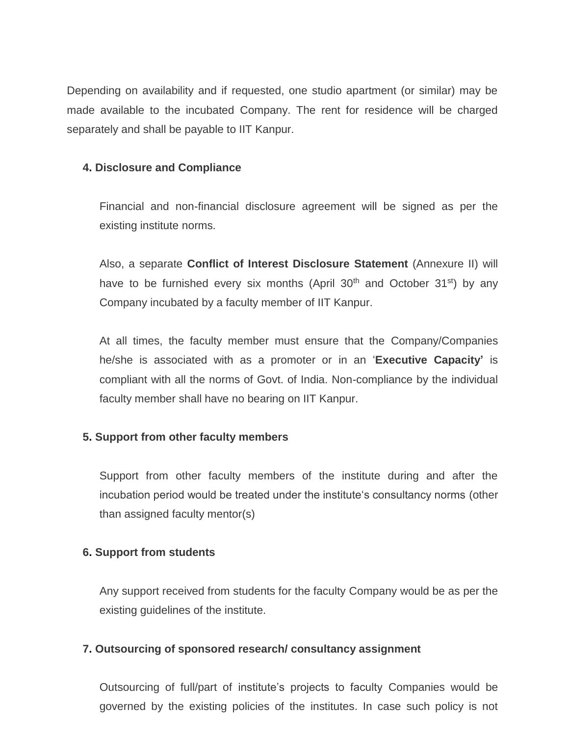Depending on availability and if requested, one studio apartment (or similar) may be made available to the incubated Company. The rent for residence will be charged separately and shall be payable to IIT Kanpur.

**4. Disclosure and Compliance**

Financial and non-financial disclosure agreement will be signed as per the existing institute norms.

Also, a separate **Conflict of Interest Disclosure Statement** (Annexure II) will have to be furnished every six months (April 30th and October 31st) by any Company incubated by a faculty member of IIT Kanpur.

At all times, the faculty member must ensure that the Company/Companies he/she is associated with as a promoter or in an '**Executive Capacity'** is compliant with all the norms of Govt. of India. Non-compliance by the individual faculty member shall have no bearing on IIT Kanpur.

**5. Support from other faculty members**

Support from other faculty members of the institute during and after the incubation period would be treated under the institute's consultancy norms (other than assigned faculty mentor(s)

**6. Support from students**

Any support received from students for the faculty Company would be as per the existing guidelines of the institute.

**7. Outsourcing of sponsored research/ consultancy assignment**

Outsourcing of full/part of institute's projects to faculty Companies would be governed by the existing policies of the institutes. In case such policy is not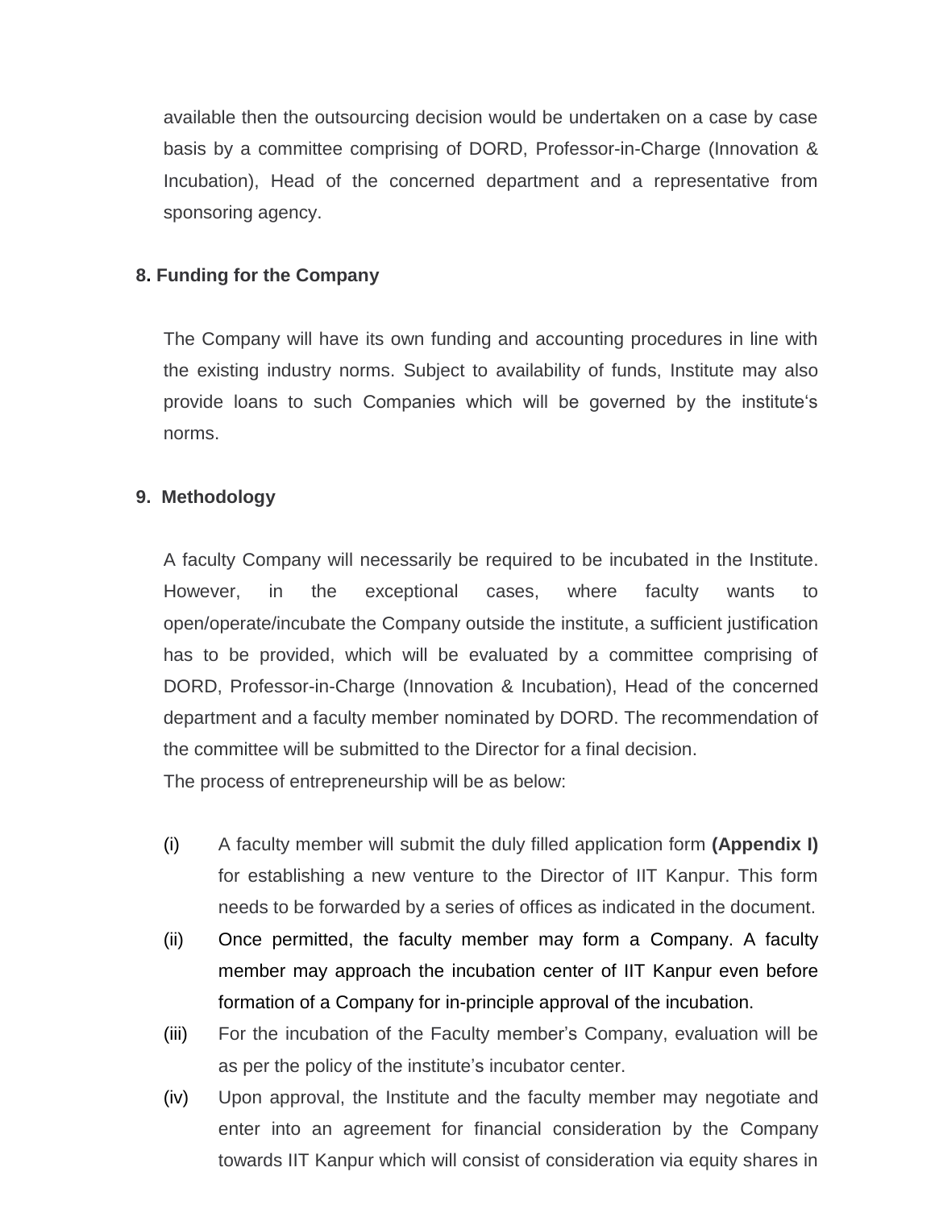available then the outsourcing decision would be undertaken on a case by case basis by a committee comprising of DORD, Professor-in-Charge (Innovation & Incubation), Head of the concerned department and a representative from sponsoring agency.

**8. Funding for the Company**

The Company will have its own funding and accounting procedures in line with the existing industry norms. Subject to availability of funds, Institute may also provide loans to such Companies which will be governed by the institute's norms.

**9. Methodology**

A faculty Company will necessarily be required to be incubated in the Institute. However, in the exceptional cases, where faculty wants to open/operate/incubate the Company outside the institute, a sufficient justification has to be provided, which will be evaluated by a committee comprising of DORD, Professor-in-Charge (Innovation & Incubation), Head of the concerned department and a faculty member nominated by DORD. The recommendation of the committee will be submitted to the Director for a final decision.

The process of entrepreneurship will be as below:

(i) A faculty member will submit the duly filled application form **(Appendix I)** for establishing a new venture to the Director of IIT Kanpur. This form needs to be forwarded by a series of offices as indicated in the document.

(ii) Once permitted, the faculty member may form a Company. A faculty member may approach the incubation center of IIT Kanpur even before formation of a Company for in-principle approval of the incubation.

(iii) For the incubation of the Faculty member's Company, evaluation will be as per the policy of the institute's incubator center.

(iv) Upon approval, the Institute and the faculty member may negotiate and enter into an agreement for financial consideration by the Company towards IIT Kanpur which will consist of consideration via equity shares in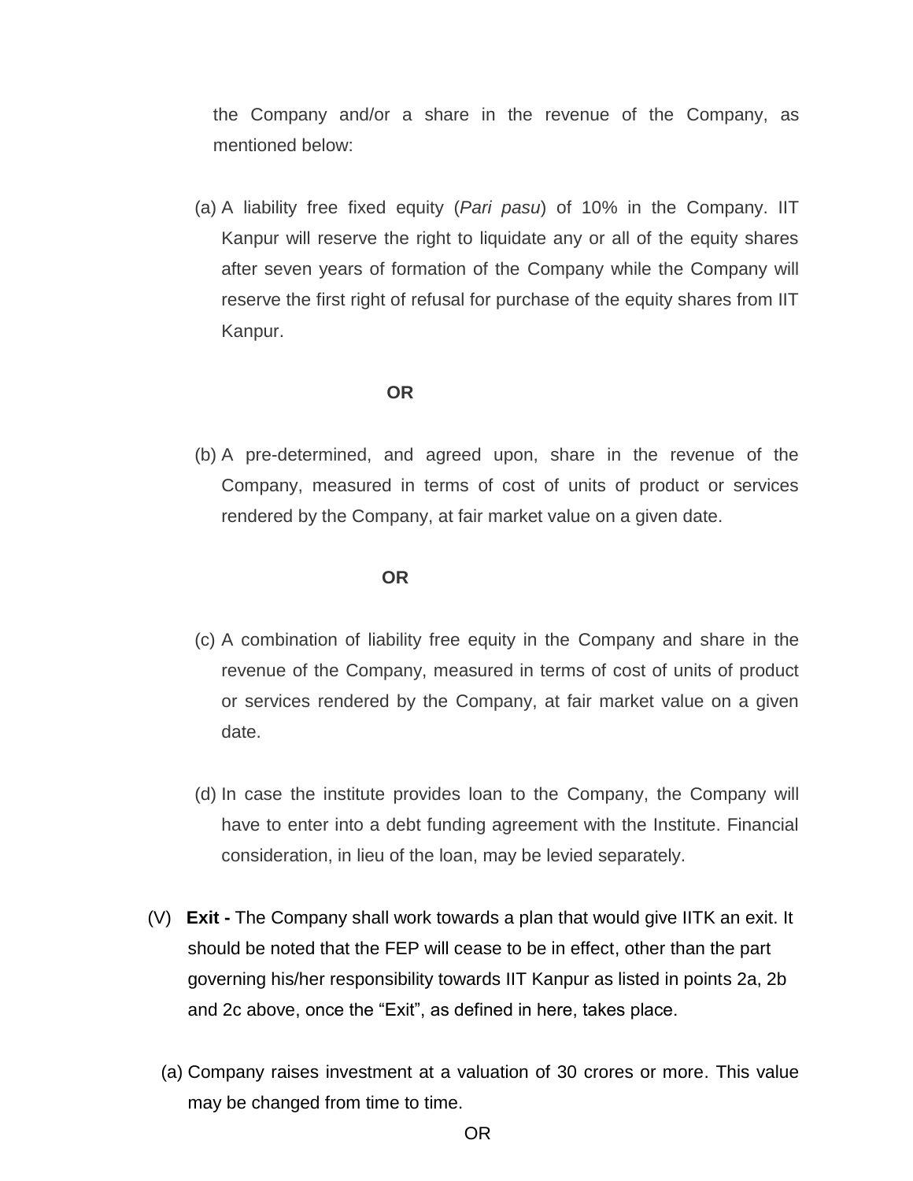the Company and/or a share in the revenue of the Company, as mentioned below:

(a) A liability free fixed equity (*Pari pasu*) of 10% in the Company. IIT Kanpur will reserve the right to liquidate any or all of the equity shares after seven years of formation of the Company while the Company will reserve the first right of refusal for purchase of the equity shares from IIT Kanpur.

**OR**

(b) A pre-determined, and agreed upon, share in the revenue of the Company, measured in terms of cost of units of product or services rendered by the Company, at fair market value on a given date.

**OR**

(c) A combination of liability free equity in the Company and share in the revenue of the Company, measured in terms of cost of units of product or services rendered by the Company, at fair market value on a given date.

(d) In case the institute provides loan to the Company, the Company will have to enter into a debt funding agreement with the Institute. Financial consideration, in lieu of the loan, may be levied separately.

(V) **Exit -** The Company shall work towards a plan that would give IITK an exit. It should be noted that the FEP will cease to be in effect, other than the part governing his/her responsibility towards IIT Kanpur as listed in points 2a, 2b and 2c above, once the "Exit", as defined in here, takes place.

(a) Company raises investment at a valuation of 30 crores or more. This value may be changed from time to time.

OR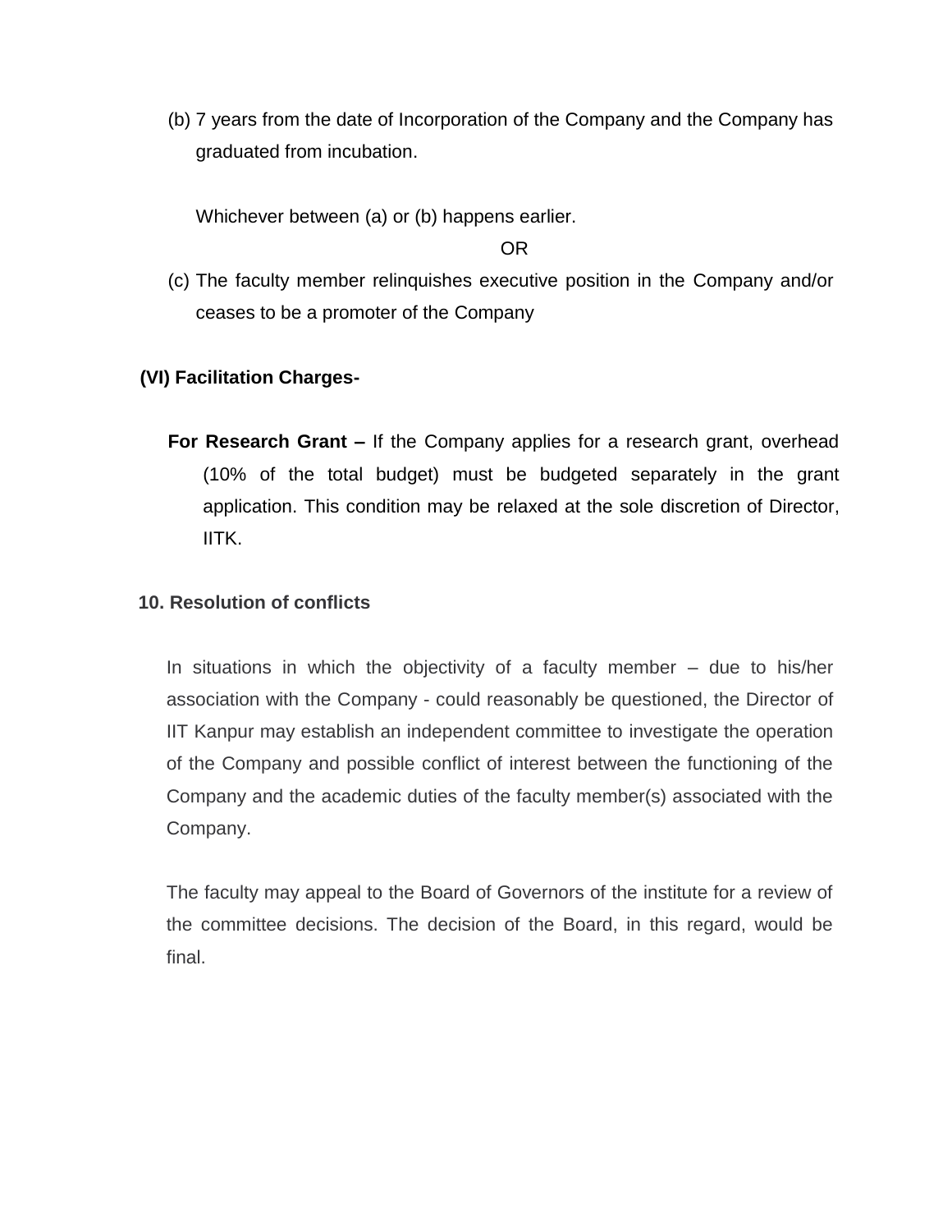(b) 7 years from the date of Incorporation of the Company and the Company has graduated from incubation.

Whichever between (a) or (b) happens earlier.

OR

(c) The faculty member relinquishes executive position in the Company and/or ceases to be a promoter of the Company

**(VI) Facilitation Charges-**

**For Research Grant –** If the Company applies for a research grant, overhead (10% of the total budget) must be budgeted separately in the grant application. This condition may be relaxed at the sole discretion of Director, IITK.

## 10. Resolution of conflicts

In situations in which the objectivity of a faculty member – due to his/her association with the Company - could reasonably be questioned, the Director of IIT Kanpur may establish an independent committee to investigate the operation of the Company and possible conflict of interest between the functioning of the Company and the academic duties of the faculty member(s) associated with the Company.

The faculty may appeal to the Board of Governors of the institute for a review of the committee decisions. The decision of the Board, in this regard, would be final.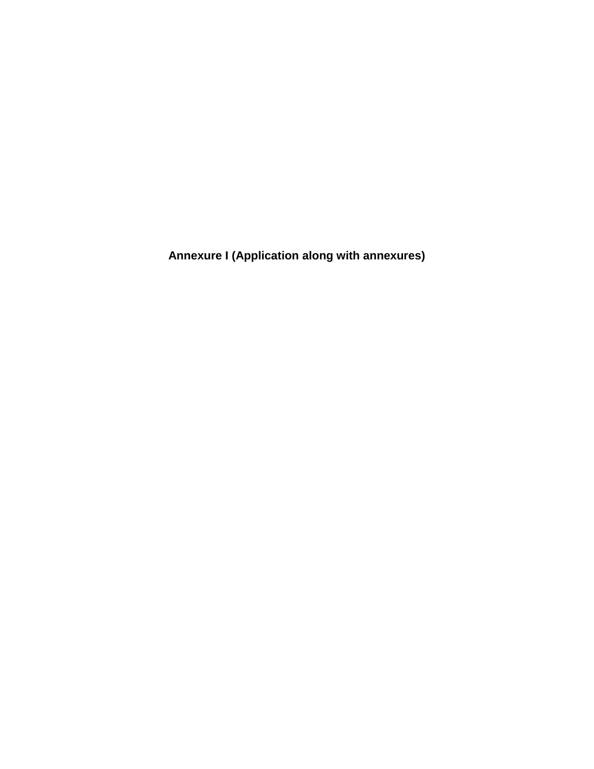**Annexure I (Application along with annexures)**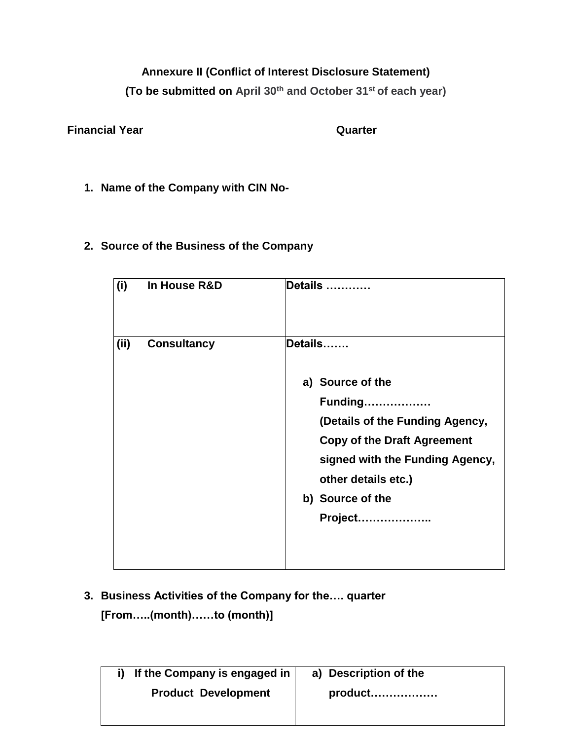**Annexure II (Conflict of Interest Disclosure Statement)**

**(To be submitted on April 30th and October 31st of each year)**

**Financial Year** **Quarter**

1. **Name of the Company with CIN No-**

2. **Source of the Business of the Company**

| | |
|---|---|
| **(i) In House R&D** | **Details …………** |
| **(ii) Consultancy** | **Details…….** <br> **a) Source of the Funding………………** **(Details of the Funding Agency, Copy of the Draft Agreement signed with the Funding Agency, other details etc.)** <br> **b) Source of the Project………………..** |

3. **Business Activities of the Company for the…. quarter [From…..(month)……to (month)]**

| | |
|---|---|
| **i) If the Company is engaged in Product Development** | **a) Description of the product………………** |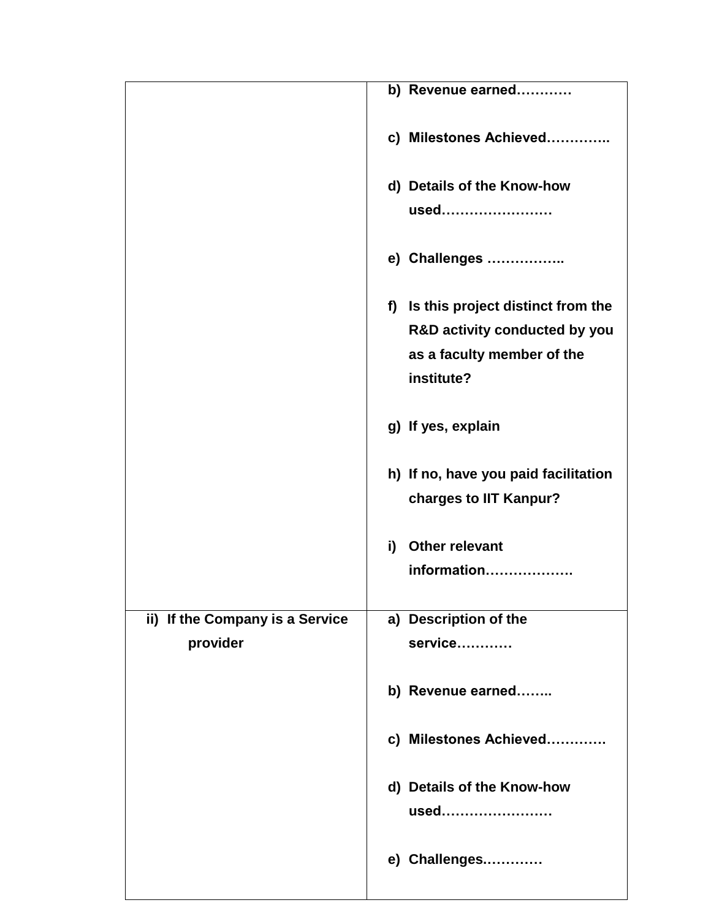| | |
|---|---|
| | **b) Revenue earned…………**<br><br>**c) Milestones Achieved………….**<br><br>**d) Details of the Know-how used……………………**<br><br>**e) Challenges ……………..**<br><br>**f) Is this project distinct from the R&D activity conducted by you as a faculty member of the institute?**<br><br>**g) If yes, explain**<br><br>**h) If no, have you paid facilitation charges to IIT Kanpur?**<br><br>**i) Other relevant information……………….** |
| **ii) If the Company is a Service provider** | **a) Description of the service…………**<br><br>**b) Revenue earned……..**<br><br>**c) Milestones Achieved…………**<br><br>**d) Details of the Know-how used……………………**<br><br>**e) Challenges.…………** |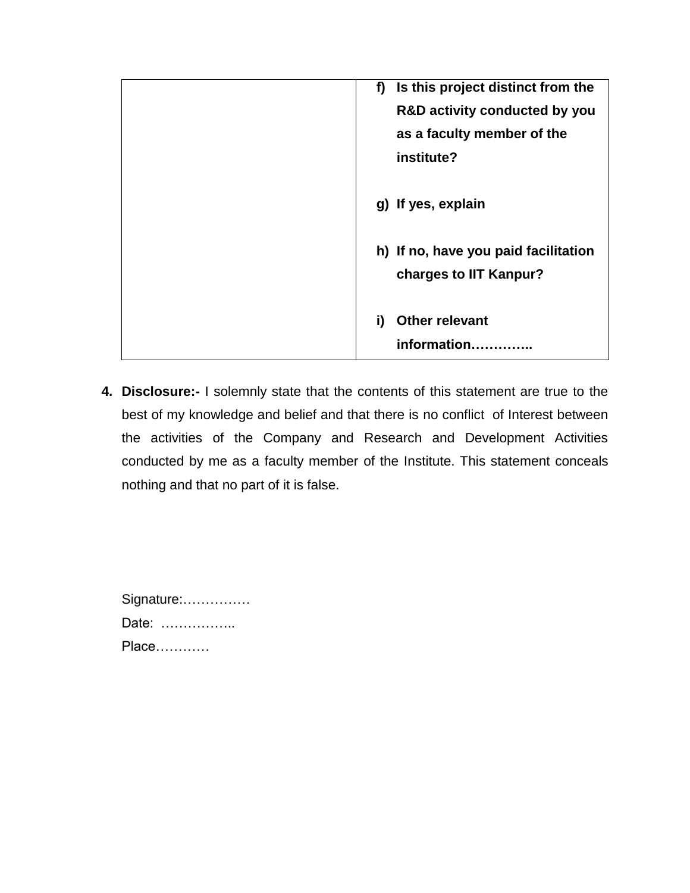| | |
|---|---|
| | **f) Is this project distinct from the R&D activity conducted by you as a faculty member of the institute?**<br><br>**g) If yes, explain**<br><br>**h) If no, have you paid facilitation charges to IIT Kanpur?**<br><br>**i) Other relevant information…………..** |

4. **Disclosure:-** I solemnly state that the contents of this statement are true to the best of my knowledge and belief and that there is no conflict of Interest between the activities of the Company and Research and Development Activities conducted by me as a faculty member of the Institute. This statement conceals nothing and that no part of it is false.

Signature:……………

Date: ……………..

Place…………